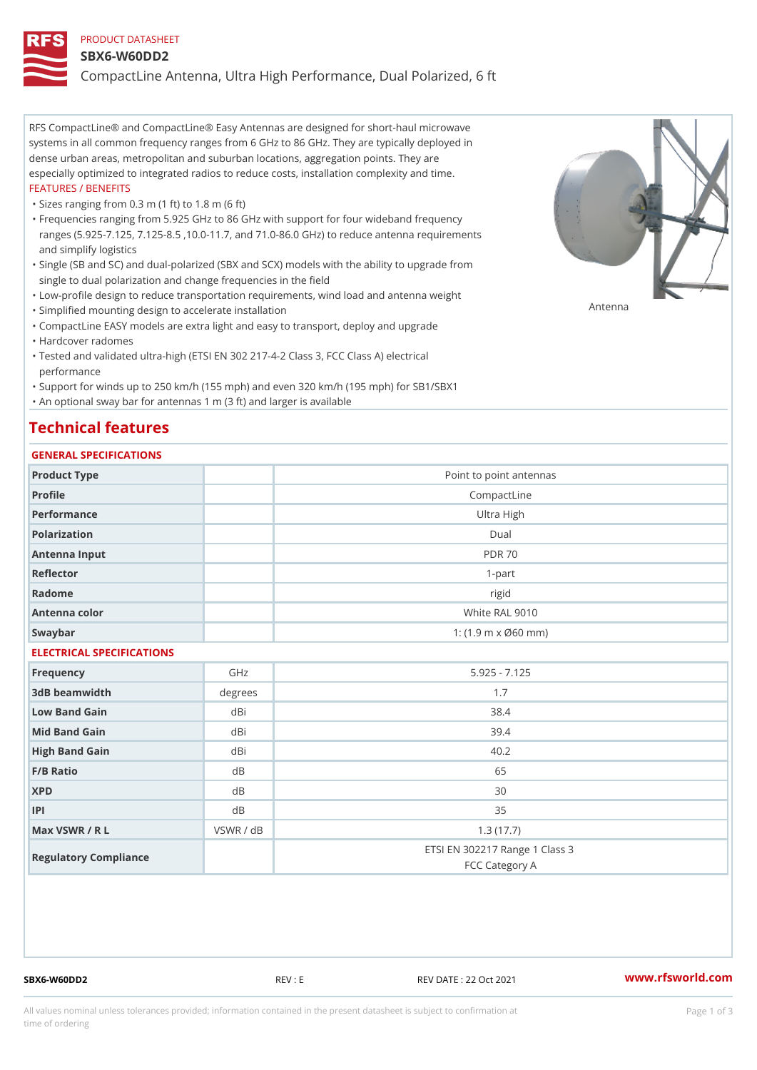PRODUCT DATASHEET

# SBX6-W60DD2

CompactLine Antenna, Ultra High Performance, Dual Polarized, 6 ft

RFS CompactLine® and CompactLine® Easy Antennas are designed for short-haul microwave systems in all common frequency ranges from 6 GHz to 86 GHz. They are typically deployed in dense urban areas, metropolitan and suburban locations, aggregation points. They are especially optimized to integrated radios to reduce costs, installation complexity and time.

FEATURES / BENEFITS

- Sizes ranging from 0.3 m (1 ft) to 1.8 m (6 ft)
- Frequencies ranging from 5.925 GHz to 86 GHz with support for four wideband frequency ranges (5.925-7.125, 7.125-8.5 ,10.0-11.7, and 71.0-86.0 GHz) to reduce antenna requirements and simplify logistics
- Single (SB and SC) and dual-polarized (SBX and SCX) models with the ability to upgrade from single to dual polarization and change frequencies in the field
- Low-profile design to reduce transportation requirements, wind load and antenna weight
- Simplified mounting design to accelerate installation
- CompactLine EASY models are extra light and easy to transport, deploy and upgrade
- Hardcover radomes
- Tested and validated ultra-high (ETSI EN 302 217-4-2 Class 3, FCC Class A) electrical performance
- Support for winds up to 250 km/h (155 mph) and even 320 km/h (195 mph) for SB1/SBX1
- An optional sway bar for antennas 1 m (3 ft) and larger is available

Antenna

## Technical features

### GENERAL SPECIFICATIONS

| | | |
|---|---|---|
| Product Type | | Point to point antennas |
| Profile | | CompactLine |
| Performance | | Ultra High |
| Polarization | | Dual |
| Antenna Input | | PDR 70 |
| Reflector | | 1-part |
| Radome | | rigid |
| Antenna color | | White RAL 9010 |
| Swaybar | | 1: (1.9 m x Ø60 mm) |

### ELECTRICAL SPECIFICATIONS

| | | |
|---|---|---|
| Frequency | GHz | 5.925 - 7.125 |
| 3dB beamwidth | degrees | 1.7 |
| Low Band Gain | dBi | 38.4 |
| Mid Band Gain | dBi | 39.4 |
| High Band Gain | dBi | 40.2 |
| F/B Ratio | dB | 65 |
| XPD | dB | 30 |
| IPI | dB | 35 |
| Max VSWR / R L | VSWR / dB | 1.3 (17.7) |
| Regulatory Compliance | | ETSI EN 302217 Range 1 Class 3<br>FCC Category A |

SBX6-W60DD2 REV : E REV DATE : 22 Oct 2021 www.rfsworld.com

All values nominal unless tolerances provided; information contained in the present datasheet is subject to confirmation at time of ordering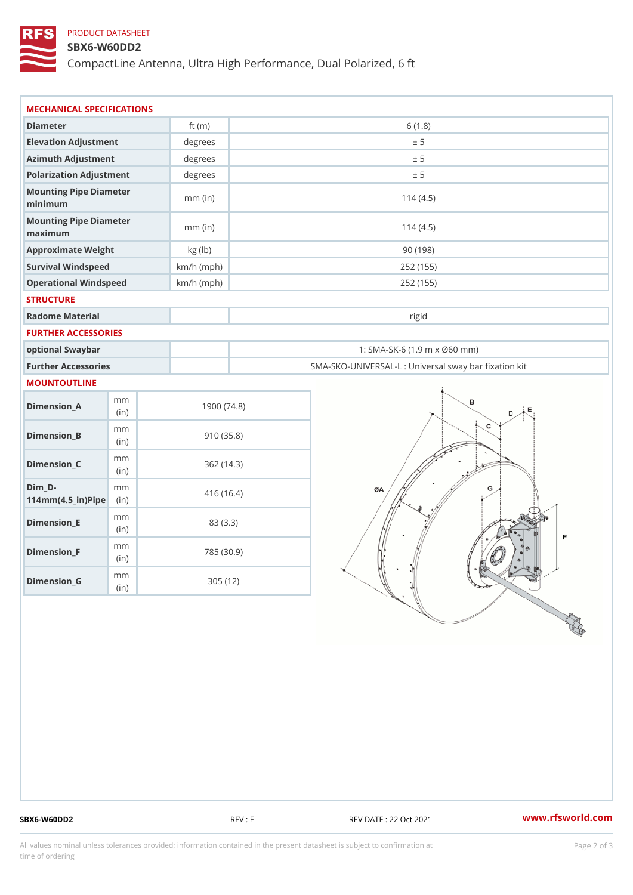PRODUCT DATASHEET

# SBX6-W60DD2

CompactLine Antenna, Ultra High Performance, Dual Polarized, 6 ft

## MECHANICAL SPECIFICATIONS

| | | |
|---|---|---|
| Diameter | ft (m) | 6 (1.8) |
| Elevation Adjustment | degrees | ± 5 |
| Azimuth Adjustment | degrees | ± 5 |
| Polarization Adjustment | degrees | ± 5 |
| Mounting Pipe Diameter minimum | mm (in) | 114 (4.5) |
| Mounting Pipe Diameter maximum | mm (in) | 114 (4.5) |
| Approximate Weight | kg (lb) | 90 (198) |
| Survival Windspeed | km/h (mph) | 252 (155) |
| Operational Windspeed | km/h (mph) | 252 (155) |

## STRUCTURE

| | | |
|---|---|---|
| Radome Material | | rigid |

## FURTHER ACCESSORIES

| | | |
|---|---|---|
| optional Swaybar | | 1: SMA-SK-6 (1.9 m x Ø60 mm) |
| Further Accessories | | SMA-SKO-UNIVERSAL-L : Universal sway bar fixation kit |

## MOUNTOUTLINE

| | | |
|---|---|---|
| Dimension_A | mm (in) | 1900 (74.8) |
| Dimension_B | mm (in) | 910 (35.8) |
| Dimension_C | mm (in) | 362 (14.3) |
| Dim_D-114mm(4.5_in)Pipe | mm (in) | 416 (16.4) |
| Dimension_E | mm (in) | 83 (3.3) |
| Dimension_F | mm (in) | 785 (30.9) |
| Dimension_G | mm (in) | 305 (12) |

B
D
E
C
ØA
G
F

SBX6-W60DD2 REV : E REV DATE : 22 Oct 2021 www.rfsworld.com

All values nominal unless tolerances provided; information contained in the present datasheet is subject to confirmation at time of ordering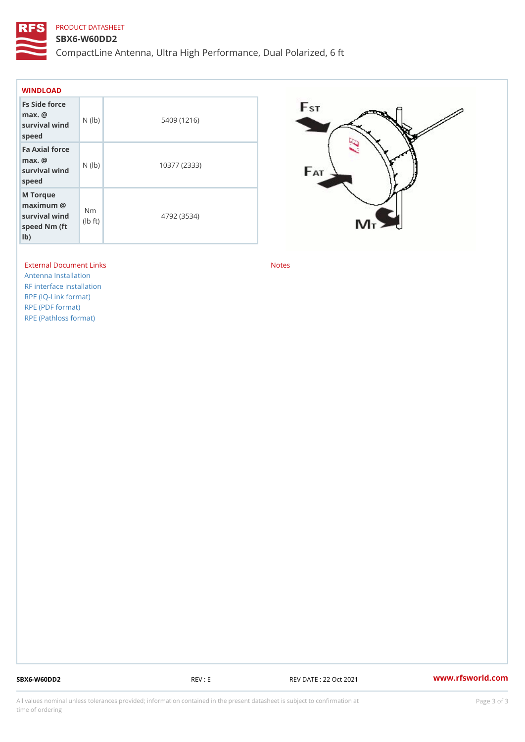## WINDLOAD

| | | |
|---|---|---|
| Fs Side force max. @ survival wind speed | N (lb) | 5409 (1216) |
| Fa Axial force max. @ survival wind speed | N (lb) | 10377 (2333) |
| M Torque maximum @ survival wind speed Nm (ft lb) | Nm (lb ft) | 4792 (3534) |

FST

FAT

MT

External Document Links

Antenna Installation

RF interface installation

RPE (IQ-Link format)

RPE (PDF format)

RPE (Pathloss format)

Notes